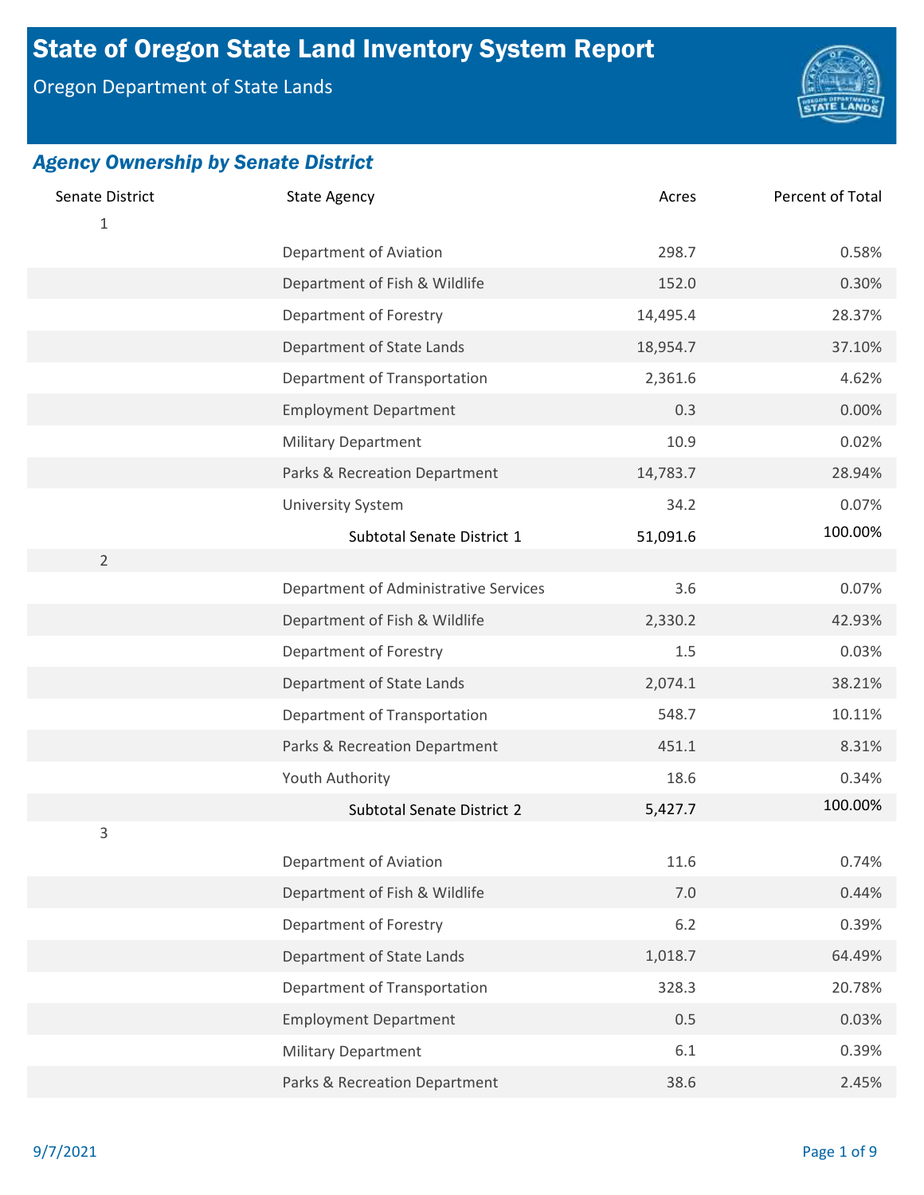# State of Oregon State Land Inventory System Report

Oregon Department of State Lands

## *Agency Ownership by Senate District*

| Senate District | State Agency | Acres | Percent of Total |
|---|---|---|---|
| 1 | | | |
| | Department of Aviation | 298.7 | 0.58% |
| | Department of Fish & Wildlife | 152.0 | 0.30% |
| | Department of Forestry | 14,495.4 | 28.37% |
| | Department of State Lands | 18,954.7 | 37.10% |
| | Department of Transportation | 2,361.6 | 4.62% |
| | Employment Department | 0.3 | 0.00% |
| | Military Department | 10.9 | 0.02% |
| | Parks & Recreation Department | 14,783.7 | 28.94% |
| | University System | 34.2 | 0.07% |
| | Subtotal Senate District 1 | 51,091.6 | 100.00% |
| 2 | | | |
| | Department of Administrative Services | 3.6 | 0.07% |
| | Department of Fish & Wildlife | 2,330.2 | 42.93% |
| | Department of Forestry | 1.5 | 0.03% |
| | Department of State Lands | 2,074.1 | 38.21% |
| | Department of Transportation | 548.7 | 10.11% |
| | Parks & Recreation Department | 451.1 | 8.31% |
| | Youth Authority | 18.6 | 0.34% |
| | Subtotal Senate District 2 | 5,427.7 | 100.00% |
| 3 | | | |
| | Department of Aviation | 11.6 | 0.74% |
| | Department of Fish & Wildlife | 7.0 | 0.44% |
| | Department of Forestry | 6.2 | 0.39% |
| | Department of State Lands | 1,018.7 | 64.49% |
| | Department of Transportation | 328.3 | 20.78% |
| | Employment Department | 0.5 | 0.03% |
| | Military Department | 6.1 | 0.39% |
| | Parks & Recreation Department | 38.6 | 2.45% |

9/7/2021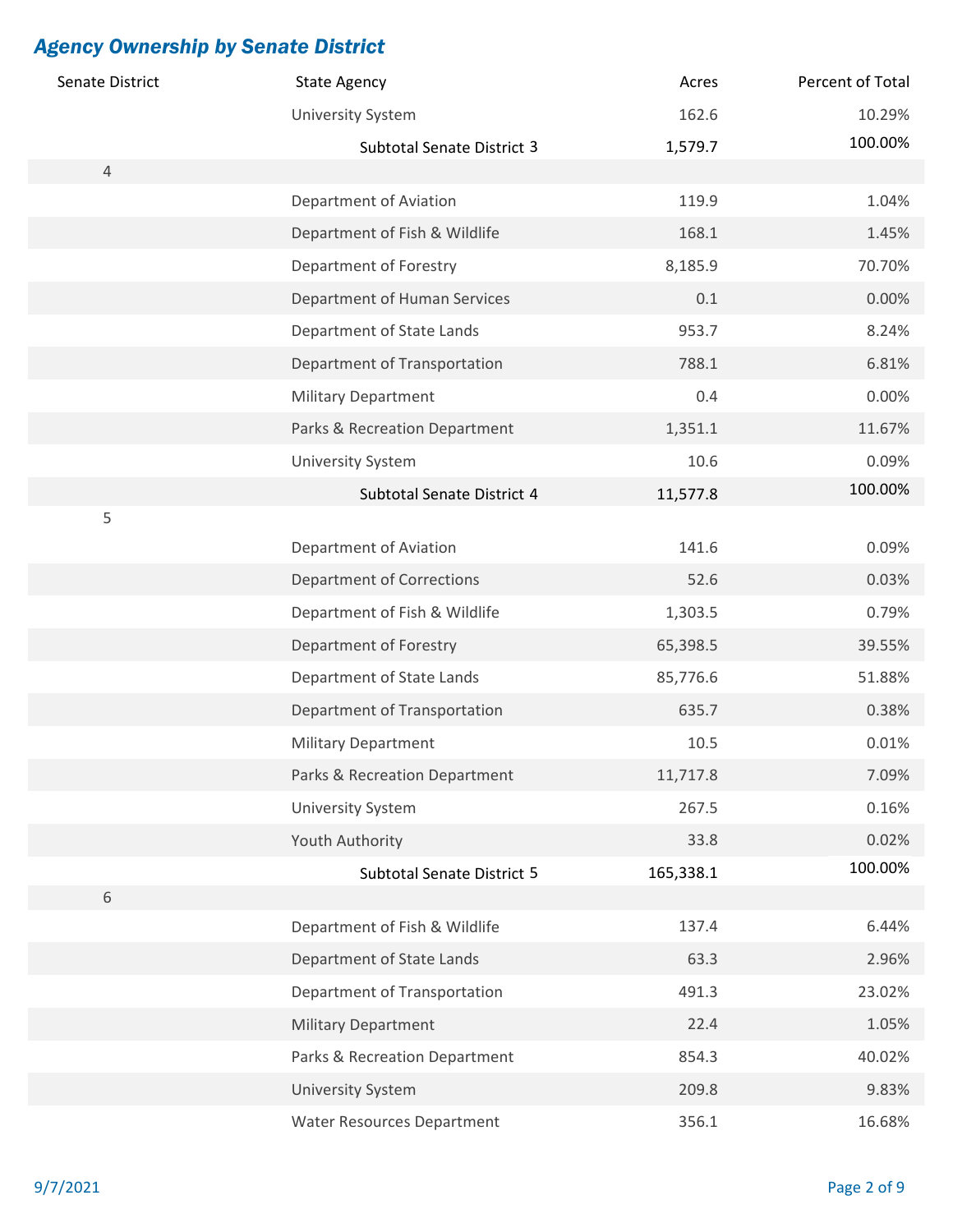## *Agency Ownership by Senate District*

| Senate District | State Agency | Acres | Percent of Total |
|---|---|---|---|
| | University System | 162.6 | 10.29% |
| | Subtotal Senate District 3 | 1,579.7 | 100.00% |
| 4 | | | |
| | Department of Aviation | 119.9 | 1.04% |
| | Department of Fish & Wildlife | 168.1 | 1.45% |
| | Department of Forestry | 8,185.9 | 70.70% |
| | Department of Human Services | 0.1 | 0.00% |
| | Department of State Lands | 953.7 | 8.24% |
| | Department of Transportation | 788.1 | 6.81% |
| | Military Department | 0.4 | 0.00% |
| | Parks & Recreation Department | 1,351.1 | 11.67% |
| | University System | 10.6 | 0.09% |
| | Subtotal Senate District 4 | 11,577.8 | 100.00% |
| 5 | | | |
| | Department of Aviation | 141.6 | 0.09% |
| | Department of Corrections | 52.6 | 0.03% |
| | Department of Fish & Wildlife | 1,303.5 | 0.79% |
| | Department of Forestry | 65,398.5 | 39.55% |
| | Department of State Lands | 85,776.6 | 51.88% |
| | Department of Transportation | 635.7 | 0.38% |
| | Military Department | 10.5 | 0.01% |
| | Parks & Recreation Department | 11,717.8 | 7.09% |
| | University System | 267.5 | 0.16% |
| | Youth Authority | 33.8 | 0.02% |
| | Subtotal Senate District 5 | 165,338.1 | 100.00% |
| 6 | | | |
| | Department of Fish & Wildlife | 137.4 | 6.44% |
| | Department of State Lands | 63.3 | 2.96% |
| | Department of Transportation | 491.3 | 23.02% |
| | Military Department | 22.4 | 1.05% |
| | Parks & Recreation Department | 854.3 | 40.02% |
| | University System | 209.8 | 9.83% |
| | Water Resources Department | 356.1 | 16.68% |

9/7/2021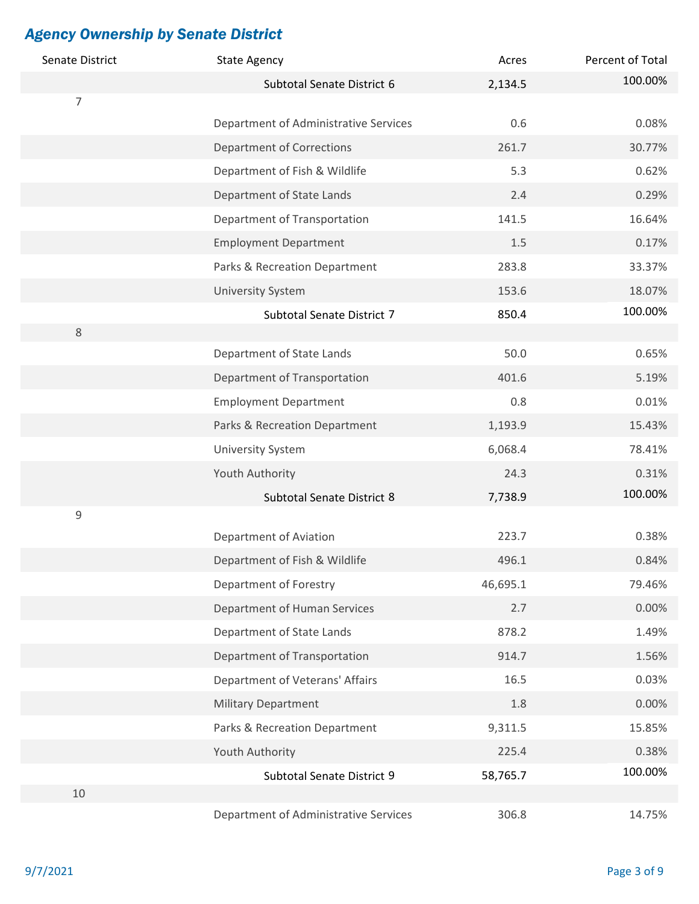## *Agency Ownership by Senate District*

| Senate District | State Agency | Acres | Percent of Total |
|---|---|---|---|
| | Subtotal Senate District 6 | **2,134.5** | 100.00% |
| 7 | | | |
| | Department of Administrative Services | 0.6 | 0.08% |
| | Department of Corrections | 261.7 | 30.77% |
| | Department of Fish & Wildlife | 5.3 | 0.62% |
| | Department of State Lands | 2.4 | 0.29% |
| | Department of Transportation | 141.5 | 16.64% |
| | Employment Department | 1.5 | 0.17% |
| | Parks & Recreation Department | 283.8 | 33.37% |
| | University System | 153.6 | 18.07% |
| | Subtotal Senate District 7 | **850.4** | 100.00% |
| 8 | | | |
| | Department of State Lands | 50.0 | 0.65% |
| | Department of Transportation | 401.6 | 5.19% |
| | Employment Department | 0.8 | 0.01% |
| | Parks & Recreation Department | 1,193.9 | 15.43% |
| | University System | 6,068.4 | 78.41% |
| | Youth Authority | 24.3 | 0.31% |
| | Subtotal Senate District 8 | **7,738.9** | 100.00% |
| 9 | | | |
| | Department of Aviation | 223.7 | 0.38% |
| | Department of Fish & Wildlife | 496.1 | 0.84% |
| | Department of Forestry | 46,695.1 | 79.46% |
| | Department of Human Services | 2.7 | 0.00% |
| | Department of State Lands | 878.2 | 1.49% |
| | Department of Transportation | 914.7 | 1.56% |
| | Department of Veterans' Affairs | 16.5 | 0.03% |
| | Military Department | 1.8 | 0.00% |
| | Parks & Recreation Department | 9,311.5 | 15.85% |
| | Youth Authority | 225.4 | 0.38% |
| | Subtotal Senate District 9 | **58,765.7** | 100.00% |
| 10 | | | |
| | Department of Administrative Services | 306.8 | 14.75% |

9/7/2021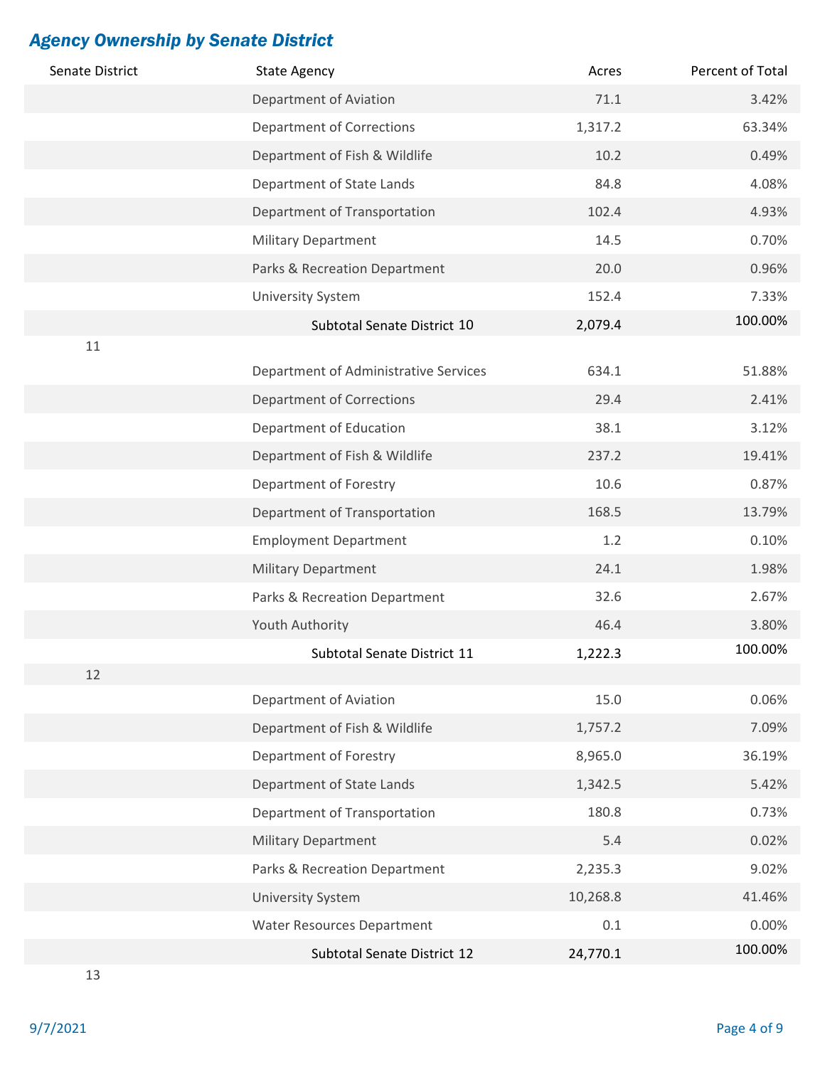## *Agency Ownership by Senate District*

| Senate District | State Agency | Acres | Percent of Total |
|---|---|---|---|
| | Department of Aviation | 71.1 | 3.42% |
| | Department of Corrections | 1,317.2 | 63.34% |
| | Department of Fish & Wildlife | 10.2 | 0.49% |
| | Department of State Lands | 84.8 | 4.08% |
| | Department of Transportation | 102.4 | 4.93% |
| | Military Department | 14.5 | 0.70% |
| | Parks & Recreation Department | 20.0 | 0.96% |
| | University System | 152.4 | 7.33% |
| | Subtotal Senate District 10 | **2,079.4** | 100.00% |
| 11 | | | |
| | Department of Administrative Services | 634.1 | 51.88% |
| | Department of Corrections | 29.4 | 2.41% |
| | Department of Education | 38.1 | 3.12% |
| | Department of Fish & Wildlife | 237.2 | 19.41% |
| | Department of Forestry | 10.6 | 0.87% |
| | Department of Transportation | 168.5 | 13.79% |
| | Employment Department | 1.2 | 0.10% |
| | Military Department | 24.1 | 1.98% |
| | Parks & Recreation Department | 32.6 | 2.67% |
| | Youth Authority | 46.4 | 3.80% |
| | Subtotal Senate District 11 | **1,222.3** | 100.00% |
| 12 | | | |
| | Department of Aviation | 15.0 | 0.06% |
| | Department of Fish & Wildlife | 1,757.2 | 7.09% |
| | Department of Forestry | 8,965.0 | 36.19% |
| | Department of State Lands | 1,342.5 | 5.42% |
| | Department of Transportation | 180.8 | 0.73% |
| | Military Department | 5.4 | 0.02% |
| | Parks & Recreation Department | 2,235.3 | 9.02% |
| | University System | 10,268.8 | 41.46% |
| | Water Resources Department | 0.1 | 0.00% |
| | Subtotal Senate District 12 | **24,770.1** | 100.00% |
| 13 | | | |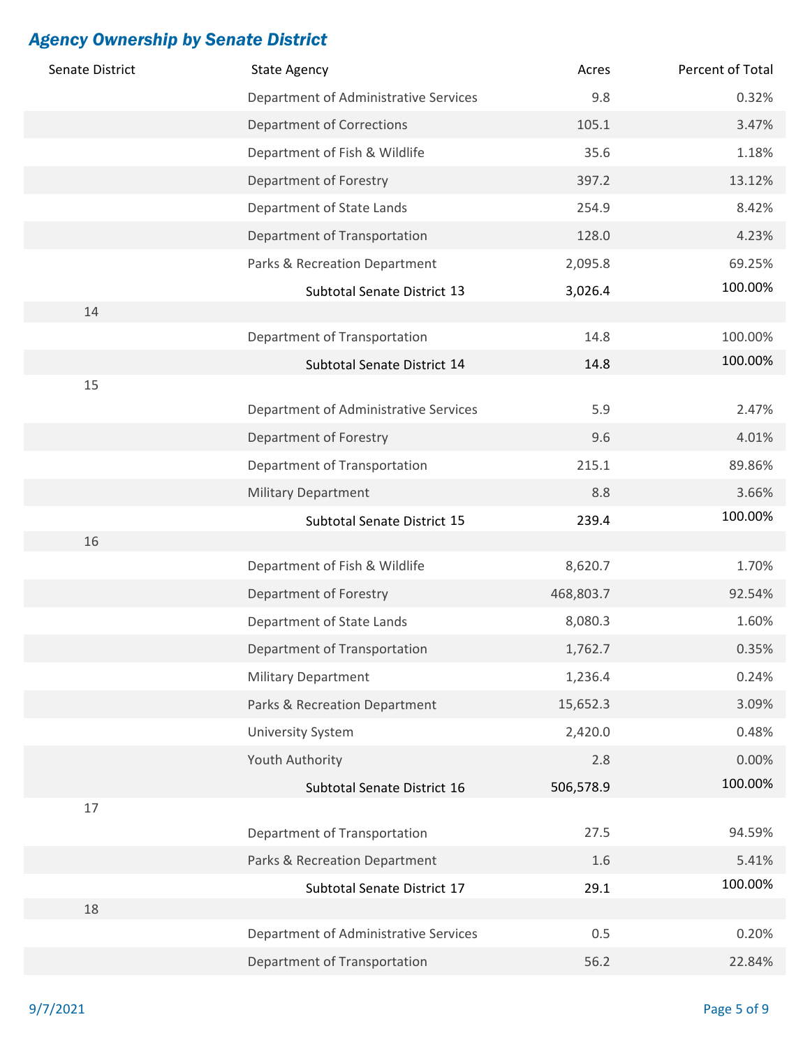## *Agency Ownership by Senate District*

| Senate District | State Agency | Acres | Percent of Total |
|---|---|---|---|
| | Department of Administrative Services | 9.8 | 0.32% |
| | Department of Corrections | 105.1 | 3.47% |
| | Department of Fish & Wildlife | 35.6 | 1.18% |
| | Department of Forestry | 397.2 | 13.12% |
| | Department of State Lands | 254.9 | 8.42% |
| | Department of Transportation | 128.0 | 4.23% |
| | Parks & Recreation Department | 2,095.8 | 69.25% |
| | Subtotal Senate District 13 | 3,026.4 | 100.00% |
| 14 | | | |
| | Department of Transportation | 14.8 | 100.00% |
| | Subtotal Senate District 14 | 14.8 | 100.00% |
| 15 | | | |
| | Department of Administrative Services | 5.9 | 2.47% |
| | Department of Forestry | 9.6 | 4.01% |
| | Department of Transportation | 215.1 | 89.86% |
| | Military Department | 8.8 | 3.66% |
| | Subtotal Senate District 15 | 239.4 | 100.00% |
| 16 | | | |
| | Department of Fish & Wildlife | 8,620.7 | 1.70% |
| | Department of Forestry | 468,803.7 | 92.54% |
| | Department of State Lands | 8,080.3 | 1.60% |
| | Department of Transportation | 1,762.7 | 0.35% |
| | Military Department | 1,236.4 | 0.24% |
| | Parks & Recreation Department | 15,652.3 | 3.09% |
| | University System | 2,420.0 | 0.48% |
| | Youth Authority | 2.8 | 0.00% |
| | Subtotal Senate District 16 | 506,578.9 | 100.00% |
| 17 | | | |
| | Department of Transportation | 27.5 | 94.59% |
| | Parks & Recreation Department | 1.6 | 5.41% |
| | Subtotal Senate District 17 | 29.1 | 100.00% |
| 18 | | | |
| | Department of Administrative Services | 0.5 | 0.20% |
| | Department of Transportation | 56.2 | 22.84% |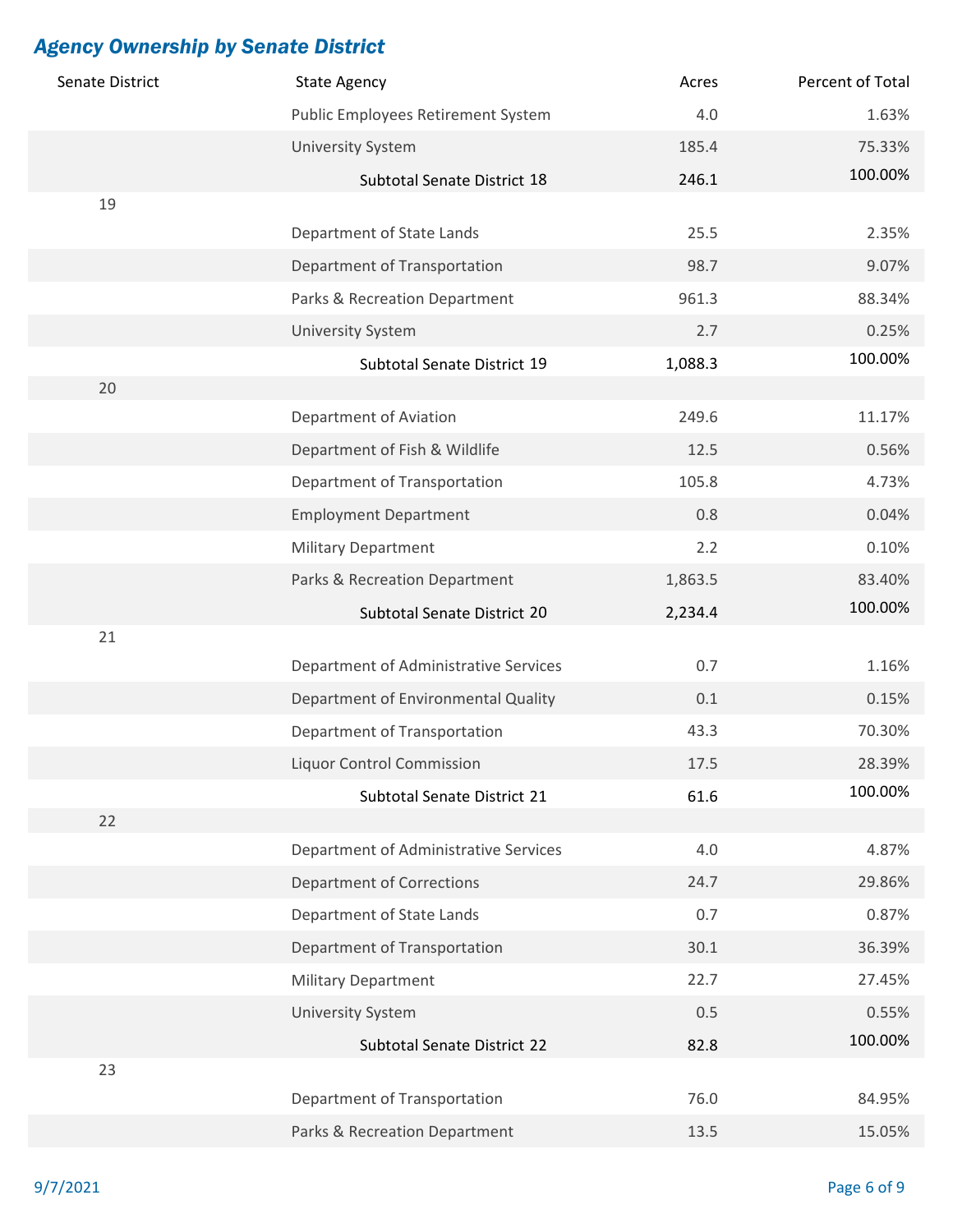## *Agency Ownership by Senate District*

| Senate District | State Agency | Acres | Percent of Total |
|---|---|---|---|
| | Public Employees Retirement System | 4.0 | 1.63% |
| | University System | 185.4 | 75.33% |
| | Subtotal Senate District 18 | 246.1 | 100.00% |
| 19 | | | |
| | Department of State Lands | 25.5 | 2.35% |
| | Department of Transportation | 98.7 | 9.07% |
| | Parks & Recreation Department | 961.3 | 88.34% |
| | University System | 2.7 | 0.25% |
| | Subtotal Senate District 19 | 1,088.3 | 100.00% |
| 20 | | | |
| | Department of Aviation | 249.6 | 11.17% |
| | Department of Fish & Wildlife | 12.5 | 0.56% |
| | Department of Transportation | 105.8 | 4.73% |
| | Employment Department | 0.8 | 0.04% |
| | Military Department | 2.2 | 0.10% |
| | Parks & Recreation Department | 1,863.5 | 83.40% |
| | Subtotal Senate District 20 | 2,234.4 | 100.00% |
| 21 | | | |
| | Department of Administrative Services | 0.7 | 1.16% |
| | Department of Environmental Quality | 0.1 | 0.15% |
| | Department of Transportation | 43.3 | 70.30% |
| | Liquor Control Commission | 17.5 | 28.39% |
| | Subtotal Senate District 21 | 61.6 | 100.00% |
| 22 | | | |
| | Department of Administrative Services | 4.0 | 4.87% |
| | Department of Corrections | 24.7 | 29.86% |
| | Department of State Lands | 0.7 | 0.87% |
| | Department of Transportation | 30.1 | 36.39% |
| | Military Department | 22.7 | 27.45% |
| | University System | 0.5 | 0.55% |
| | Subtotal Senate District 22 | 82.8 | 100.00% |
| 23 | | | |
| | Department of Transportation | 76.0 | 84.95% |
| | Parks & Recreation Department | 13.5 | 15.05% |

9/7/2021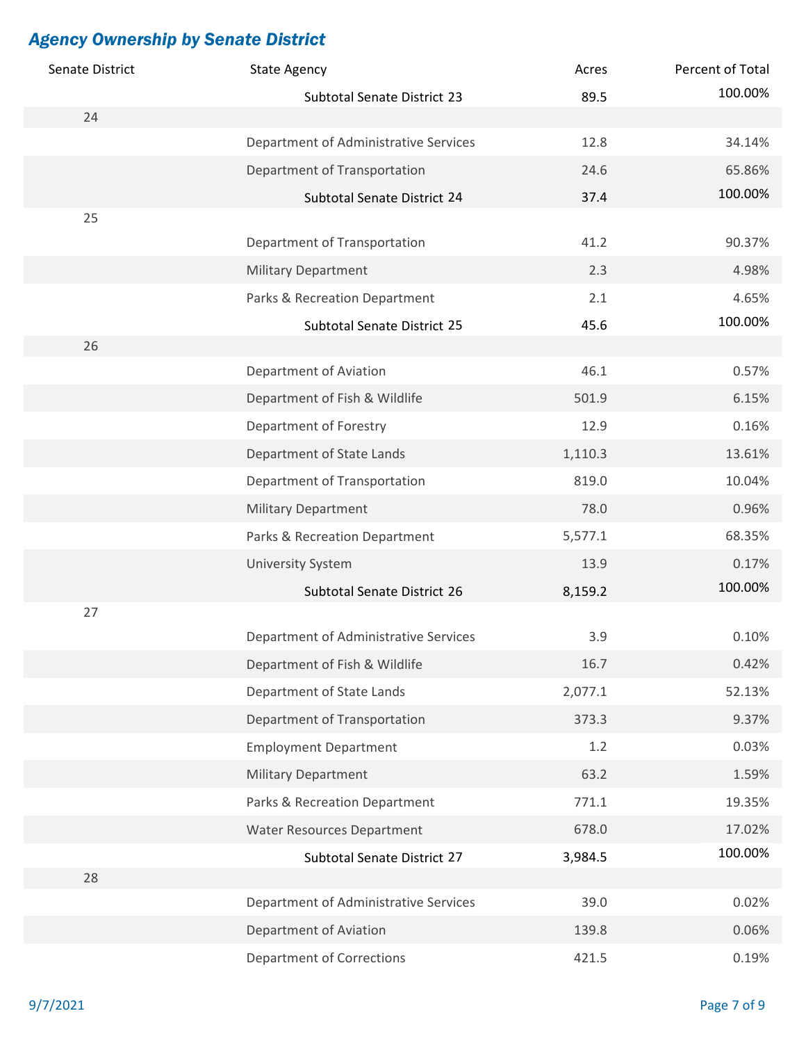## *Agency Ownership by Senate District*

| Senate District | State Agency | Acres | Percent of Total |
|---|---|---|---|
| | Subtotal Senate District 23 | 89.5 | 100.00% |
| 24 | | | |
| | Department of Administrative Services | 12.8 | 34.14% |
| | Department of Transportation | 24.6 | 65.86% |
| | Subtotal Senate District 24 | 37.4 | 100.00% |
| 25 | | | |
| | Department of Transportation | 41.2 | 90.37% |
| | Military Department | 2.3 | 4.98% |
| | Parks & Recreation Department | 2.1 | 4.65% |
| | Subtotal Senate District 25 | 45.6 | 100.00% |
| 26 | | | |
| | Department of Aviation | 46.1 | 0.57% |
| | Department of Fish & Wildlife | 501.9 | 6.15% |
| | Department of Forestry | 12.9 | 0.16% |
| | Department of State Lands | 1,110.3 | 13.61% |
| | Department of Transportation | 819.0 | 10.04% |
| | Military Department | 78.0 | 0.96% |
| | Parks & Recreation Department | 5,577.1 | 68.35% |
| | University System | 13.9 | 0.17% |
| | Subtotal Senate District 26 | 8,159.2 | 100.00% |
| 27 | | | |
| | Department of Administrative Services | 3.9 | 0.10% |
| | Department of Fish & Wildlife | 16.7 | 0.42% |
| | Department of State Lands | 2,077.1 | 52.13% |
| | Department of Transportation | 373.3 | 9.37% |
| | Employment Department | 1.2 | 0.03% |
| | Military Department | 63.2 | 1.59% |
| | Parks & Recreation Department | 771.1 | 19.35% |
| | Water Resources Department | 678.0 | 17.02% |
| | Subtotal Senate District 27 | 3,984.5 | 100.00% |
| 28 | | | |
| | Department of Administrative Services | 39.0 | 0.02% |
| | Department of Aviation | 139.8 | 0.06% |
| | Department of Corrections | 421.5 | 0.19% |

9/7/2021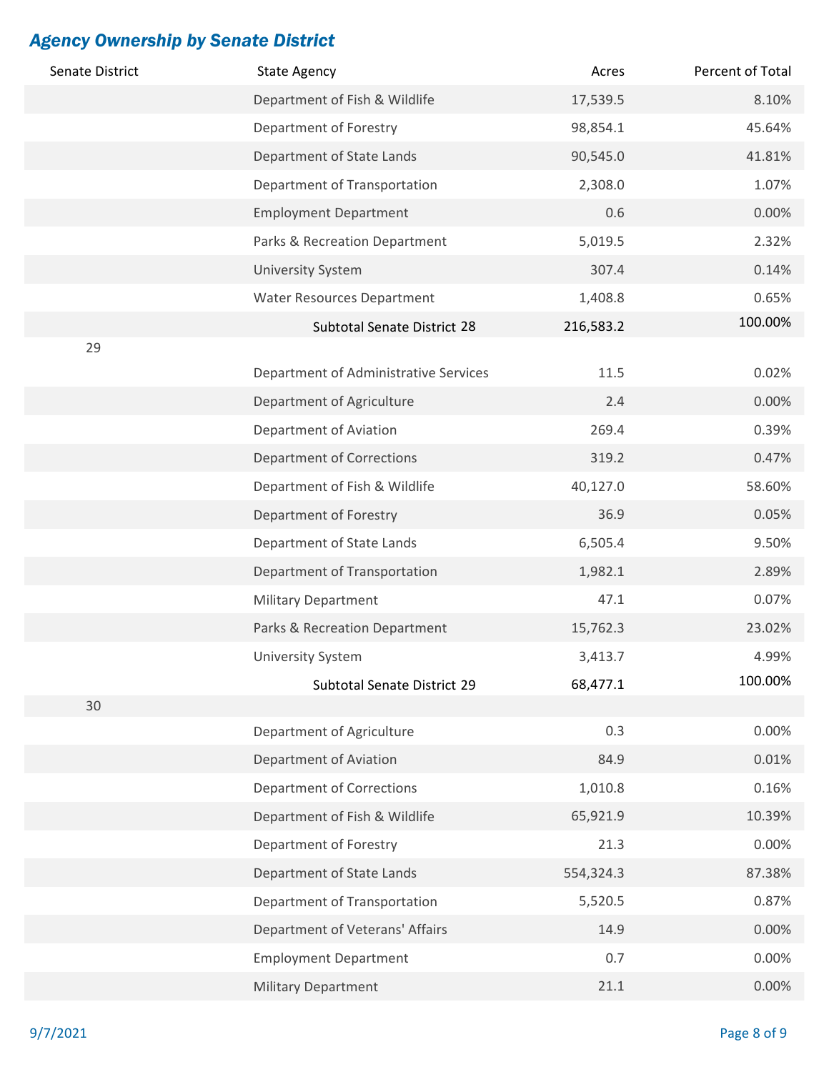## *Agency Ownership by Senate District*

| Senate District | State Agency | Acres | Percent of Total |
|---|---|---|---|
| | Department of Fish & Wildlife | 17,539.5 | 8.10% |
| | Department of Forestry | 98,854.1 | 45.64% |
| | Department of State Lands | 90,545.0 | 41.81% |
| | Department of Transportation | 2,308.0 | 1.07% |
| | Employment Department | 0.6 | 0.00% |
| | Parks & Recreation Department | 5,019.5 | 2.32% |
| | University System | 307.4 | 0.14% |
| | Water Resources Department | 1,408.8 | 0.65% |
| | **Subtotal Senate District 28** | **216,583.2** | **100.00%** |
| 29 | | | |
| | Department of Administrative Services | 11.5 | 0.02% |
| | Department of Agriculture | 2.4 | 0.00% |
| | Department of Aviation | 269.4 | 0.39% |
| | Department of Corrections | 319.2 | 0.47% |
| | Department of Fish & Wildlife | 40,127.0 | 58.60% |
| | Department of Forestry | 36.9 | 0.05% |
| | Department of State Lands | 6,505.4 | 9.50% |
| | Department of Transportation | 1,982.1 | 2.89% |
| | Military Department | 47.1 | 0.07% |
| | Parks & Recreation Department | 15,762.3 | 23.02% |
| | University System | 3,413.7 | 4.99% |
| | **Subtotal Senate District 29** | **68,477.1** | **100.00%** |
| 30 | | | |
| | Department of Agriculture | 0.3 | 0.00% |
| | Department of Aviation | 84.9 | 0.01% |
| | Department of Corrections | 1,010.8 | 0.16% |
| | Department of Fish & Wildlife | 65,921.9 | 10.39% |
| | Department of Forestry | 21.3 | 0.00% |
| | Department of State Lands | 554,324.3 | 87.38% |
| | Department of Transportation | 5,520.5 | 0.87% |
| | Department of Veterans' Affairs | 14.9 | 0.00% |
| | Employment Department | 0.7 | 0.00% |
| | Military Department | 21.1 | 0.00% |

9/7/2021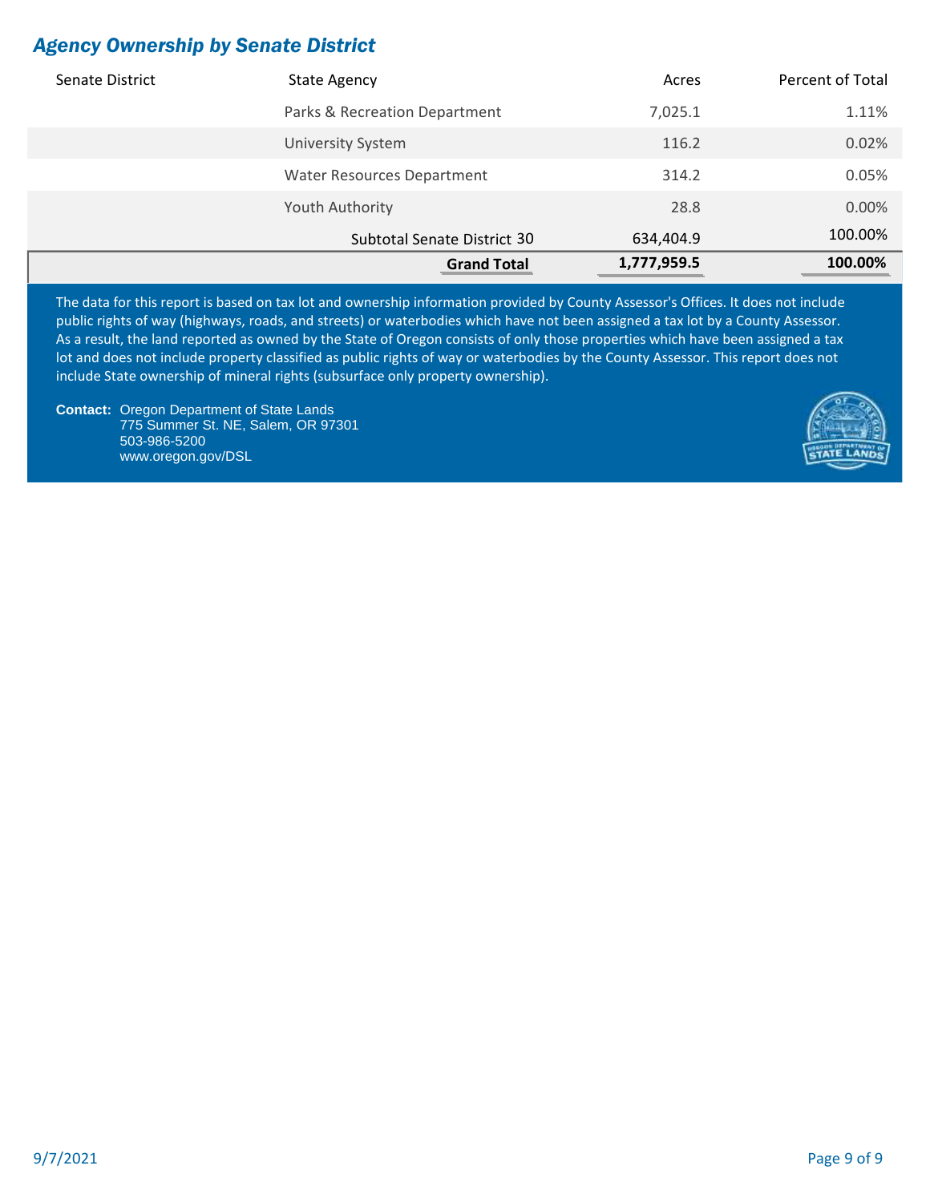## *Agency Ownership by Senate District*

| Senate District | State Agency | Acres | Percent of Total |
|---|---|---|---|
| | Parks & Recreation Department | 7,025.1 | 1.11% |
| | University System | 116.2 | 0.02% |
| | Water Resources Department | 314.2 | 0.05% |
| | Youth Authority | 28.8 | 0.00% |
| | Subtotal Senate District 30 | 634,404.9 | 100.00% |
| | **Grand Total** | **1,777,959.5** | **100.00%** |

The data for this report is based on tax lot and ownership information provided by County Assessor's Offices. It does not include public rights of way (highways, roads, and streets) or waterbodies which have not been assigned a tax lot by a County Assessor. As a result, the land reported as owned by the State of Oregon consists of only those properties which have been assigned a tax lot and does not include property classified as public rights of way or waterbodies by the County Assessor. This report does not include State ownership of mineral rights (subsurface only property ownership).

**Contact:** Oregon Department of State Lands
775 Summer St. NE, Salem, OR 97301
503-986-5200
www.oregon.gov/DSL

9/7/2021